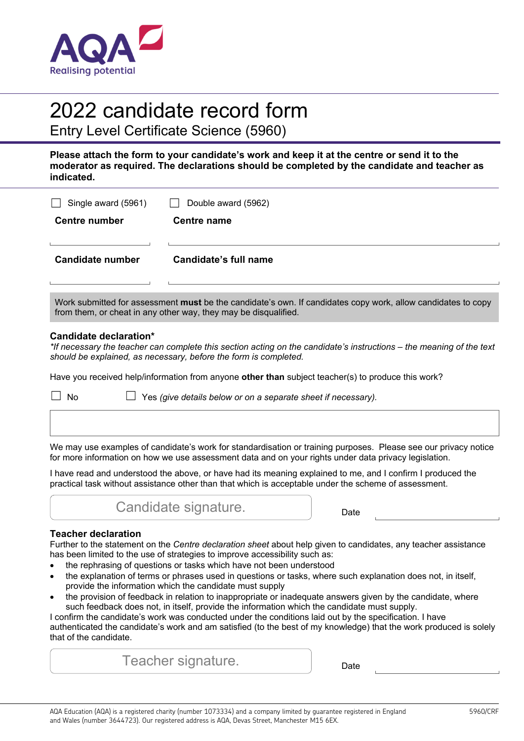AQA Realising potential

# 2022 candidate record form

## Entry Level Certificate Science (5960)

**Please attach the form to your candidate's work and keep it at the centre or send it to the moderator as required. The declarations should be completed by the candidate and teacher as indicated.**

☐ Single award (5961) ☐ Double award (5962)

**Centre number** \_\_\_\_\_\_\_\_\_\_\_\_\_\_\_\_ **Centre name** \_\_\_\_\_\_\_\_\_\_\_\_\_\_\_\_\_\_\_\_\_\_\_\_\_\_\_\_\_\_\_\_

**Candidate number** \_\_\_\_\_\_\_\_\_\_\_\_\_\_\_\_ **Candidate's full name** \_\_\_\_\_\_\_\_\_\_\_\_\_\_\_\_\_\_\_\_\_\_\_\_\_\_\_\_\_\_\_\_

Work submitted for assessment **must** be the candidate's own. If candidates copy work, allow candidates to copy from them, or cheat in any other way, they may be disqualified.

### Candidate declaration*

*\*If necessary the teacher can complete this section acting on the candidate's instructions – the meaning of the text should be explained, as necessary, before the form is completed.*

Have you received help/information from anyone **other than** subject teacher(s) to produce this work?

☐ No ☐ Yes *(give details below or on a separate sheet if necessary).*

We may use examples of candidate's work for standardisation or training purposes. Please see our privacy notice for more information on how we use assessment data and on your rights under data privacy legislation.

I have read and understood the above, or have had its meaning explained to me, and I confirm I produced the practical task without assistance other than that which is acceptable under the scheme of assessment.

Candidate signature. \_\_\_\_\_\_\_\_\_\_\_\_\_\_\_\_ Date \_\_\_\_\_\_\_\_\_\_\_\_\_\_\_\_

### Teacher declaration

Further to the statement on the *Centre declaration sheet* about help given to candidates, any teacher assistance has been limited to the use of strategies to improve accessibility such as:

- the rephrasing of questions or tasks which have not been understood
- the explanation of terms or phrases used in questions or tasks, where such explanation does not, in itself, provide the information which the candidate must supply
- the provision of feedback in relation to inappropriate or inadequate answers given by the candidate, where such feedback does not, in itself, provide the information which the candidate must supply.

I confirm the candidate's work was conducted under the conditions laid out by the specification. I have authenticated the candidate's work and am satisfied (to the best of my knowledge) that the work produced is solely that of the candidate.

Teacher signature. \_\_\_\_\_\_\_\_\_\_\_\_\_\_\_\_ Date \_\_\_\_\_\_\_\_\_\_\_\_\_\_\_\_

AQA Education (AQA) is a registered charity (number 1073334) and a company limited by guarantee registered in England and Wales (number 3644723). Our registered address is AQA, Devas Street, Manchester M15 6EX.

5960/CRF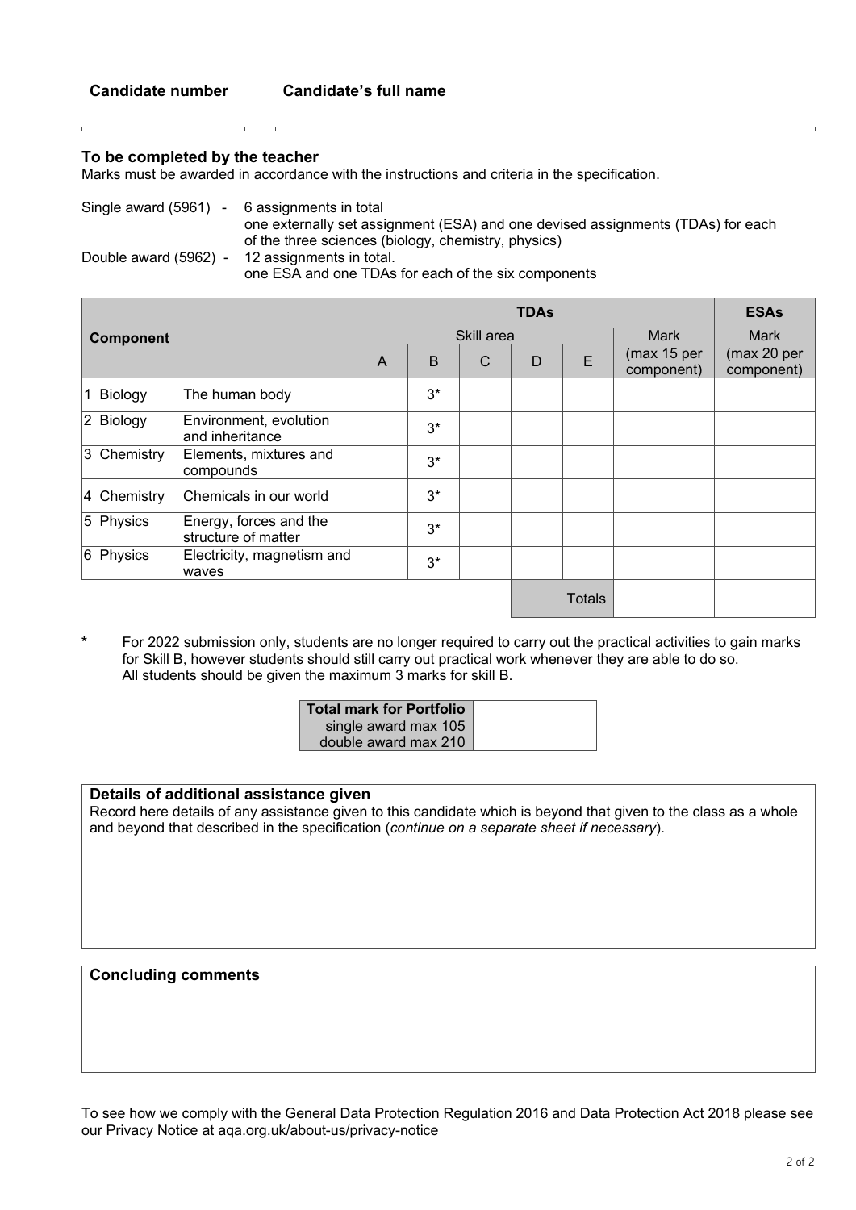**Candidate number** | **Candidate's full name**

### To be completed by the teacher

Marks must be awarded in accordance with the instructions and criteria in the specification.

Single award (5961) - 6 assignments in total
one externally set assignment (ESA) and one devised assignments (TDAs) for each of the three sciences (biology, chemistry, physics)

Double award (5962) - 12 assignments in total.
one ESA and one TDAs for each of the six components

| Component | | TDAs | | | | | | ESAs |
|---|---|---|---|---|---|---|---|---|
| | | Skill area | | | | | Mark | Mark |
| | | A | B | C | D | E | (max 15 per component) | (max 20 per component) |
| 1 Biology | The human body | | 3* | | | | | |
| 2 Biology | Environment, evolution and inheritance | | 3* | | | | | |
| 3 Chemistry | Elements, mixtures and compounds | | 3* | | | | | |
| 4 Chemistry | Chemicals in our world | | 3* | | | | | |
| 5 Physics | Energy, forces and the structure of matter | | 3* | | | | | |
| 6 Physics | Electricity, magnetism and waves | | 3* | | | | | |
| | | | | | | Totals | | |

\* For 2022 submission only, students are no longer required to carry out the practical activities to gain marks for Skill B, however students should still carry out practical work whenever they are able to do so. All students should be given the maximum 3 marks for skill B.

| **Total mark for Portfolio** single award max 105 double award max 210 | |
|---|---|

**Details of additional assistance given**

Record here details of any assistance given to this candidate which is beyond that given to the class as a whole and beyond that described in the specification (*continue on a separate sheet if necessary*).

**Concluding comments**

To see how we comply with the General Data Protection Regulation 2016 and Data Protection Act 2018 please see our Privacy Notice at aqa.org.uk/about-us/privacy-notice